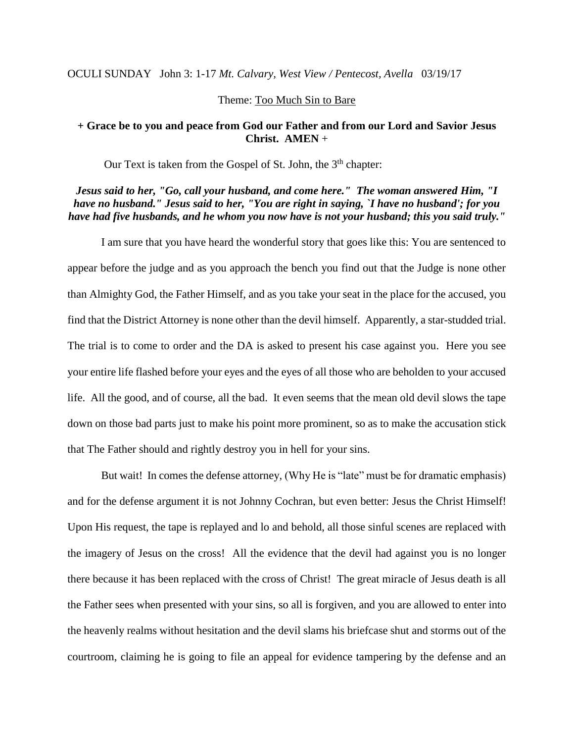OCULI SUNDAY John 3: 1-17 *Mt. Calvary, West View / Pentecost, Avella* 03/19/17

Theme: Too Much Sin to Bare

**+ Grace be to you and peace from God our Father and from our Lord and Savior Jesus Christ. AMEN** +

Our Text is taken from the Gospel of St. John, the 3th chapter:

***Jesus said to her, "Go, call your husband, and come here." The woman answered Him, "I have no husband." Jesus said to her, "You are right in saying, `I have no husband'; for you have had five husbands, and he whom you now have is not your husband; this you said truly."***

I am sure that you have heard the wonderful story that goes like this: You are sentenced to appear before the judge and as you approach the bench you find out that the Judge is none other than Almighty God, the Father Himself, and as you take your seat in the place for the accused, you find that the District Attorney is none other than the devil himself. Apparently, a star-studded trial. The trial is to come to order and the DA is asked to present his case against you. Here you see your entire life flashed before your eyes and the eyes of all those who are beholden to your accused life. All the good, and of course, all the bad. It even seems that the mean old devil slows the tape down on those bad parts just to make his point more prominent, so as to make the accusation stick that The Father should and rightly destroy you in hell for your sins.

But wait! In comes the defense attorney, (Why He is "late" must be for dramatic emphasis) and for the defense argument it is not Johnny Cochran, but even better: Jesus the Christ Himself! Upon His request, the tape is replayed and lo and behold, all those sinful scenes are replaced with the imagery of Jesus on the cross! All the evidence that the devil had against you is no longer there because it has been replaced with the cross of Christ! The great miracle of Jesus death is all the Father sees when presented with your sins, so all is forgiven, and you are allowed to enter into the heavenly realms without hesitation and the devil slams his briefcase shut and storms out of the courtroom, claiming he is going to file an appeal for evidence tampering by the defense and an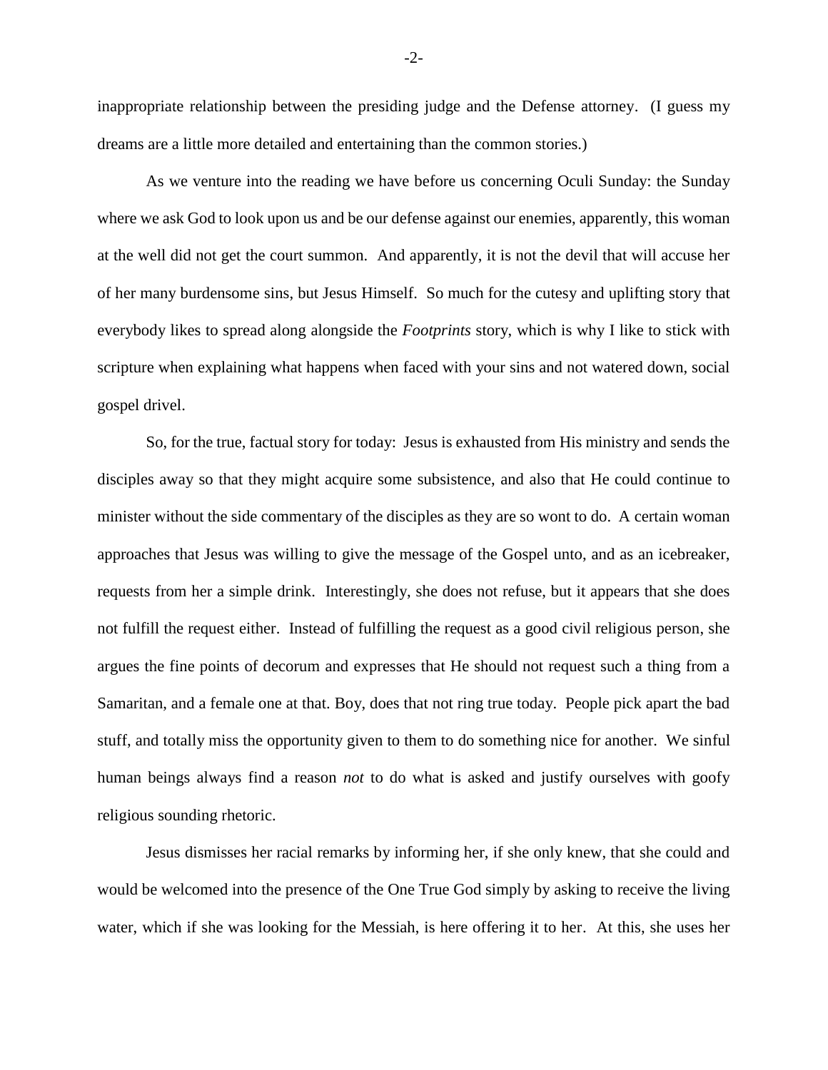inappropriate relationship between the presiding judge and the Defense attorney. (I guess my dreams are a little more detailed and entertaining than the common stories.)

As we venture into the reading we have before us concerning Oculi Sunday: the Sunday where we ask God to look upon us and be our defense against our enemies, apparently, this woman at the well did not get the court summon. And apparently, it is not the devil that will accuse her of her many burdensome sins, but Jesus Himself. So much for the cutesy and uplifting story that everybody likes to spread along alongside the *Footprints* story, which is why I like to stick with scripture when explaining what happens when faced with your sins and not watered down, social gospel drivel.

So, for the true, factual story for today: Jesus is exhausted from His ministry and sends the disciples away so that they might acquire some subsistence, and also that He could continue to minister without the side commentary of the disciples as they are so wont to do. A certain woman approaches that Jesus was willing to give the message of the Gospel unto, and as an icebreaker, requests from her a simple drink. Interestingly, she does not refuse, but it appears that she does not fulfill the request either. Instead of fulfilling the request as a good civil religious person, she argues the fine points of decorum and expresses that He should not request such a thing from a Samaritan, and a female one at that. Boy, does that not ring true today. People pick apart the bad stuff, and totally miss the opportunity given to them to do something nice for another. We sinful human beings always find a reason *not* to do what is asked and justify ourselves with goofy religious sounding rhetoric.

Jesus dismisses her racial remarks by informing her, if she only knew, that she could and would be welcomed into the presence of the One True God simply by asking to receive the living water, which if she was looking for the Messiah, is here offering it to her. At this, she uses her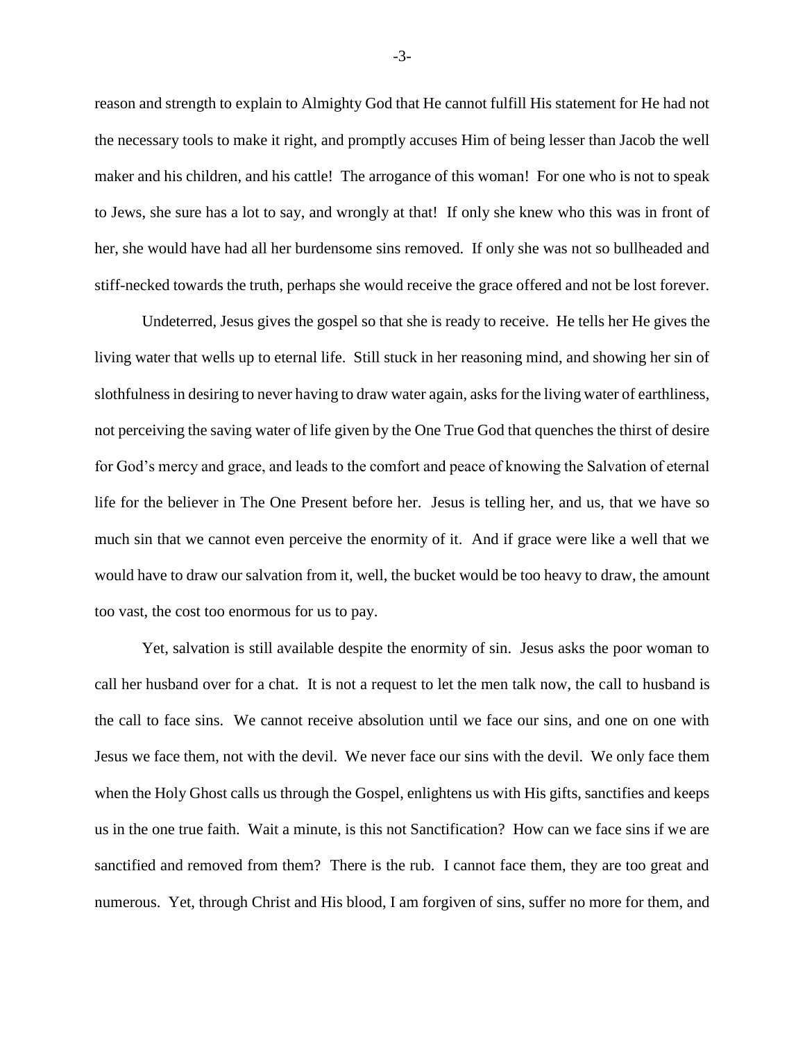reason and strength to explain to Almighty God that He cannot fulfill His statement for He had not the necessary tools to make it right, and promptly accuses Him of being lesser than Jacob the well maker and his children, and his cattle! The arrogance of this woman! For one who is not to speak to Jews, she sure has a lot to say, and wrongly at that! If only she knew who this was in front of her, she would have had all her burdensome sins removed. If only she was not so bullheaded and stiff-necked towards the truth, perhaps she would receive the grace offered and not be lost forever.

Undeterred, Jesus gives the gospel so that she is ready to receive. He tells her He gives the living water that wells up to eternal life. Still stuck in her reasoning mind, and showing her sin of slothfulness in desiring to never having to draw water again, asks for the living water of earthliness, not perceiving the saving water of life given by the One True God that quenches the thirst of desire for God's mercy and grace, and leads to the comfort and peace of knowing the Salvation of eternal life for the believer in The One Present before her. Jesus is telling her, and us, that we have so much sin that we cannot even perceive the enormity of it. And if grace were like a well that we would have to draw our salvation from it, well, the bucket would be too heavy to draw, the amount too vast, the cost too enormous for us to pay.

Yet, salvation is still available despite the enormity of sin. Jesus asks the poor woman to call her husband over for a chat. It is not a request to let the men talk now, the call to husband is the call to face sins. We cannot receive absolution until we face our sins, and one on one with Jesus we face them, not with the devil. We never face our sins with the devil. We only face them when the Holy Ghost calls us through the Gospel, enlightens us with His gifts, sanctifies and keeps us in the one true faith. Wait a minute, is this not Sanctification? How can we face sins if we are sanctified and removed from them? There is the rub. I cannot face them, they are too great and numerous. Yet, through Christ and His blood, I am forgiven of sins, suffer no more for them, and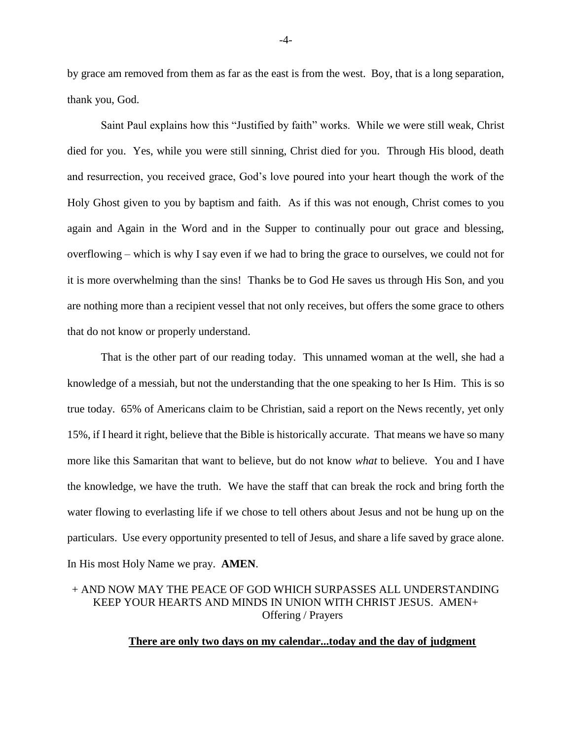by grace am removed from them as far as the east is from the west. Boy, that is a long separation, thank you, God.

Saint Paul explains how this "Justified by faith" works. While we were still weak, Christ died for you. Yes, while you were still sinning, Christ died for you. Through His blood, death and resurrection, you received grace, God's love poured into your heart though the work of the Holy Ghost given to you by baptism and faith. As if this was not enough, Christ comes to you again and Again in the Word and in the Supper to continually pour out grace and blessing, overflowing – which is why I say even if we had to bring the grace to ourselves, we could not for it is more overwhelming than the sins! Thanks be to God He saves us through His Son, and you are nothing more than a recipient vessel that not only receives, but offers the some grace to others that do not know or properly understand.

That is the other part of our reading today. This unnamed woman at the well, she had a knowledge of a messiah, but not the understanding that the one speaking to her Is Him. This is so true today. 65% of Americans claim to be Christian, said a report on the News recently, yet only 15%, if I heard it right, believe that the Bible is historically accurate. That means we have so many more like this Samaritan that want to believe, but do not know *what* to believe. You and I have the knowledge, we have the truth. We have the staff that can break the rock and bring forth the water flowing to everlasting life if we chose to tell others about Jesus and not be hung up on the particulars. Use every opportunity presented to tell of Jesus, and share a life saved by grace alone. In His most Holy Name we pray. **AMEN**.

+ AND NOW MAY THE PEACE OF GOD WHICH SURPASSES ALL UNDERSTANDING KEEP YOUR HEARTS AND MINDS IN UNION WITH CHRIST JESUS. AMEN+

Offering / Prayers

**There are only two days on my calendar...today and the day of judgment**